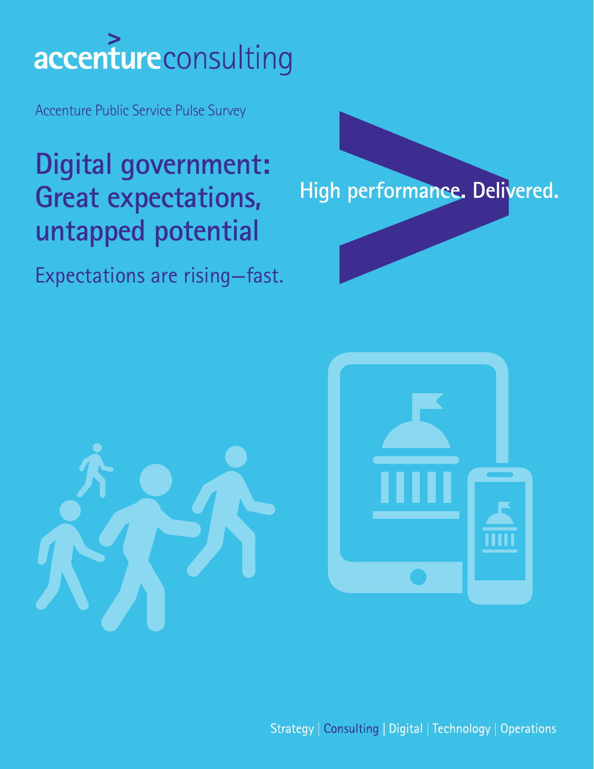accenture consulting

Accenture Public Service Pulse Survey

# Digital government: Great expectations, untapped potential

Expectations are rising—fast.

High performance. Delivered.

Strategy | Consulting | Digital | Technology | Operations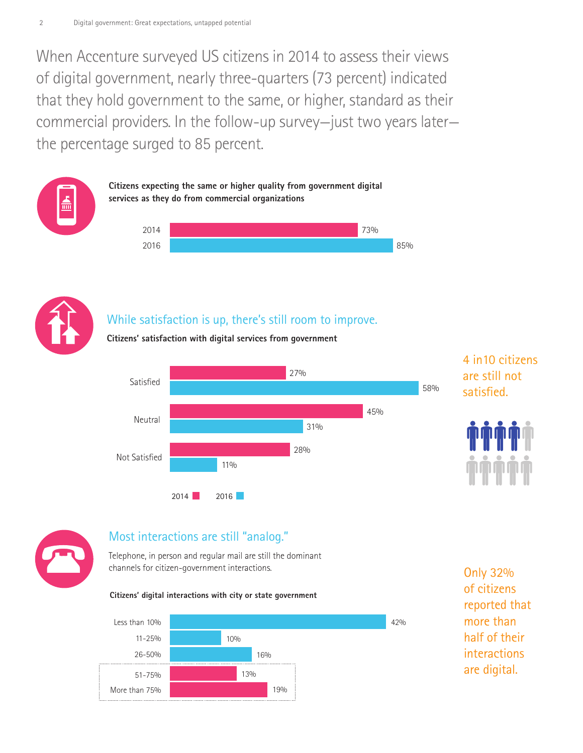When Accenture surveyed US citizens in 2014 to assess their views of digital government, nearly three-quarters (73 percent) indicated that they hold government to the same, or higher, standard as their commercial providers. In the follow-up survey—just two years later—the percentage surged to 85 percent.

**Citizens expecting the same or higher quality from government digital services as they do from commercial organizations**

| Year | Percentage |
|---|---|
| 2014 | 73% |
| 2016 | 85% |

## While satisfaction is up, there's still room to improve.

**Citizens' satisfaction with digital services from government**

| | 2014 | 2016 |
|---|---|---|
| Satisfied | 27% | 58% |
| Neutral | 45% | 31% |
| Not Satisfied | 28% | 11% |

4 in10 citizens are still not satisfied.

## Most interactions are still "analog."

Telephone, in person and regular mail are still the dominant channels for citizen-government interactions.

**Citizens' digital interactions with city or state government**

| | Percentage |
|---|---|
| Less than 10% | 42% |
| 11-25% | 10% |
| 26-50% | 16% |
| 51-75% | 13% |
| More than 75% | 19% |

Only 32% of citizens reported that more than half of their interactions are digital.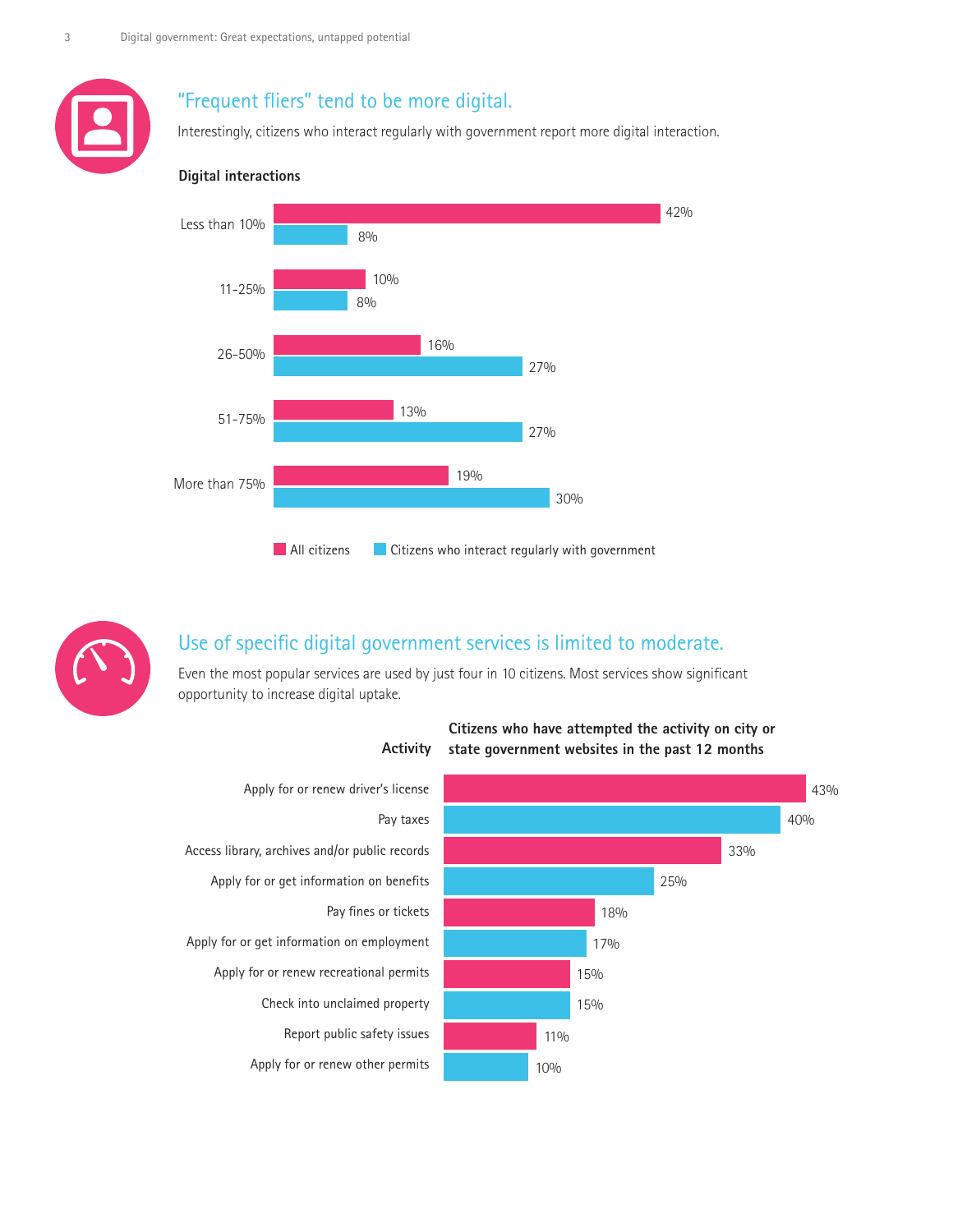## "Frequent fliers" tend to be more digital.

Interestingly, citizens who interact regularly with government report more digital interaction.

**Digital interactions**

| | All citizens | Citizens who interact regularly with government |
|---|---|---|
| Less than 10% | 42% | 8% |
| 11-25% | 10% | 8% |
| 26-50% | 16% | 27% |
| 51-75% | 13% | 27% |
| More than 75% | 19% | 30% |

## Use of specific digital government services is limited to moderate.

Even the most popular services are used by just four in 10 citizens. Most services show significant opportunity to increase digital uptake.

| Activity | Citizens who have attempted the activity on city or state government websites in the past 12 months |
|---|---|
| Apply for or renew driver's license | 43% |
| Pay taxes | 40% |
| Access library, archives and/or public records | 33% |
| Apply for or get information on benefits | 25% |
| Pay fines or tickets | 18% |
| Apply for or get information on employment | 17% |
| Apply for or renew recreational permits | 15% |
| Check into unclaimed property | 15% |
| Report public safety issues | 11% |
| Apply for or renew other permits | 10% |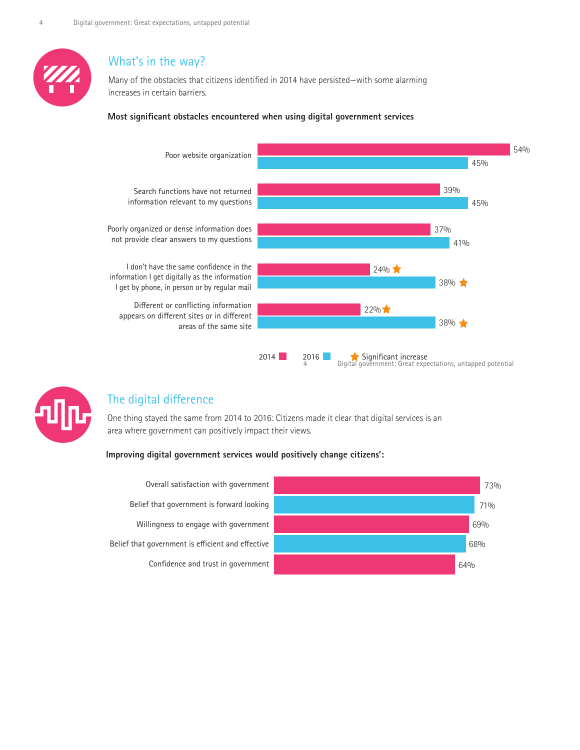## What's in the way?

Many of the obstacles that citizens identified in 2014 have persisted—with some alarming increases in certain barriers.

**Most significant obstacles encountered when using digital government services**

| Obstacle | 2014 | 2016 |
|---|---|---|
| Poor website organization | 54% | 45% |
| Search functions have not returned information relevant to my questions | 39% | 45% |
| Poorly organized or dense information does not provide clear answers to my questions | 37% | 41% |
| I don't have the same confidence in the information I get digitally as the information I get by phone, in person or by regular mail | 24% ★ | 38% ★ |
| Different or conflicting information appears on different sites or in different areas of the same site | 22% ★ | 38% ★ |

★ Significant increase

## The digital difference

One thing stayed the same from 2014 to 2016: Citizens made it clear that digital services is an area where government can positively impact their views.

**Improving digital government services would positively change citizens':**

| | |
|---|---|
| Overall satisfaction with government | 73% |
| Belief that government is forward looking | 71% |
| Willingness to engage with government | 69% |
| Belief that government is efficient and effective | 68% |
| Confidence and trust in government | 64% |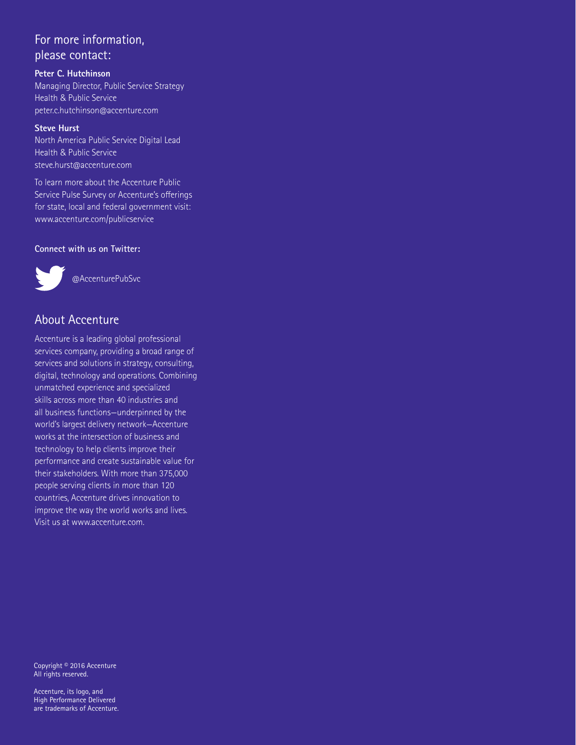## For more information, please contact:

**Peter C. Hutchinson**
Managing Director, Public Service Strategy
Health & Public Service
peter.c.hutchinson@accenture.com

**Steve Hurst**
North America Public Service Digital Lead
Health & Public Service
steve.hurst@accenture.com

To learn more about the Accenture Public Service Pulse Survey or Accenture's offerings for state, local and federal government visit: www.accenture.com/publicservice

**Connect with us on Twitter:**

@AccenturePubSvc

## About Accenture

Accenture is a leading global professional services company, providing a broad range of services and solutions in strategy, consulting, digital, technology and operations. Combining unmatched experience and specialized skills across more than 40 industries and all business functions—underpinned by the world's largest delivery network—Accenture works at the intersection of business and technology to help clients improve their performance and create sustainable value for their stakeholders. With more than 375,000 people serving clients in more than 120 countries, Accenture drives innovation to improve the way the world works and lives. Visit us at www.accenture.com.

Copyright © 2016 Accenture
All rights reserved.

Accenture, its logo, and
High Performance Delivered
are trademarks of Accenture.